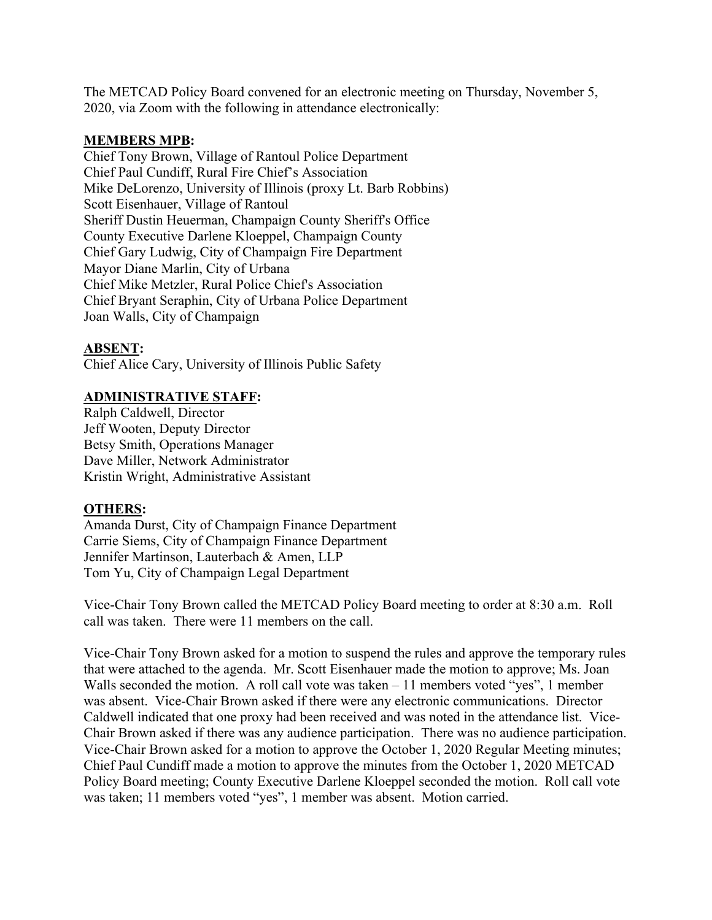The METCAD Policy Board convened for an electronic meeting on Thursday, November 5, 2020, via Zoom with the following in attendance electronically:

**MEMBERS MPB:**

Chief Tony Brown, Village of Rantoul Police Department
Chief Paul Cundiff, Rural Fire Chief's Association
Mike DeLorenzo, University of Illinois (proxy Lt. Barb Robbins)
Scott Eisenhauer, Village of Rantoul
Sheriff Dustin Heuerman, Champaign County Sheriff's Office
County Executive Darlene Kloeppel, Champaign County
Chief Gary Ludwig, City of Champaign Fire Department
Mayor Diane Marlin, City of Urbana
Chief Mike Metzler, Rural Police Chief's Association
Chief Bryant Seraphin, City of Urbana Police Department
Joan Walls, City of Champaign

**ABSENT:**

Chief Alice Cary, University of Illinois Public Safety

**ADMINISTRATIVE STAFF:**

Ralph Caldwell, Director
Jeff Wooten, Deputy Director
Betsy Smith, Operations Manager
Dave Miller, Network Administrator
Kristin Wright, Administrative Assistant

**OTHERS:**

Amanda Durst, City of Champaign Finance Department
Carrie Siems, City of Champaign Finance Department
Jennifer Martinson, Lauterbach & Amen, LLP
Tom Yu, City of Champaign Legal Department

Vice-Chair Tony Brown called the METCAD Policy Board meeting to order at 8:30 a.m. Roll call was taken. There were 11 members on the call.

Vice-Chair Tony Brown asked for a motion to suspend the rules and approve the temporary rules that were attached to the agenda. Mr. Scott Eisenhauer made the motion to approve; Ms. Joan Walls seconded the motion. A roll call vote was taken – 11 members voted "yes", 1 member was absent. Vice-Chair Brown asked if there were any electronic communications. Director Caldwell indicated that one proxy had been received and was noted in the attendance list. Vice-Chair Brown asked if there was any audience participation. There was no audience participation. Vice-Chair Brown asked for a motion to approve the October 1, 2020 Regular Meeting minutes; Chief Paul Cundiff made a motion to approve the minutes from the October 1, 2020 METCAD Policy Board meeting; County Executive Darlene Kloeppel seconded the motion. Roll call vote was taken; 11 members voted "yes", 1 member was absent. Motion carried.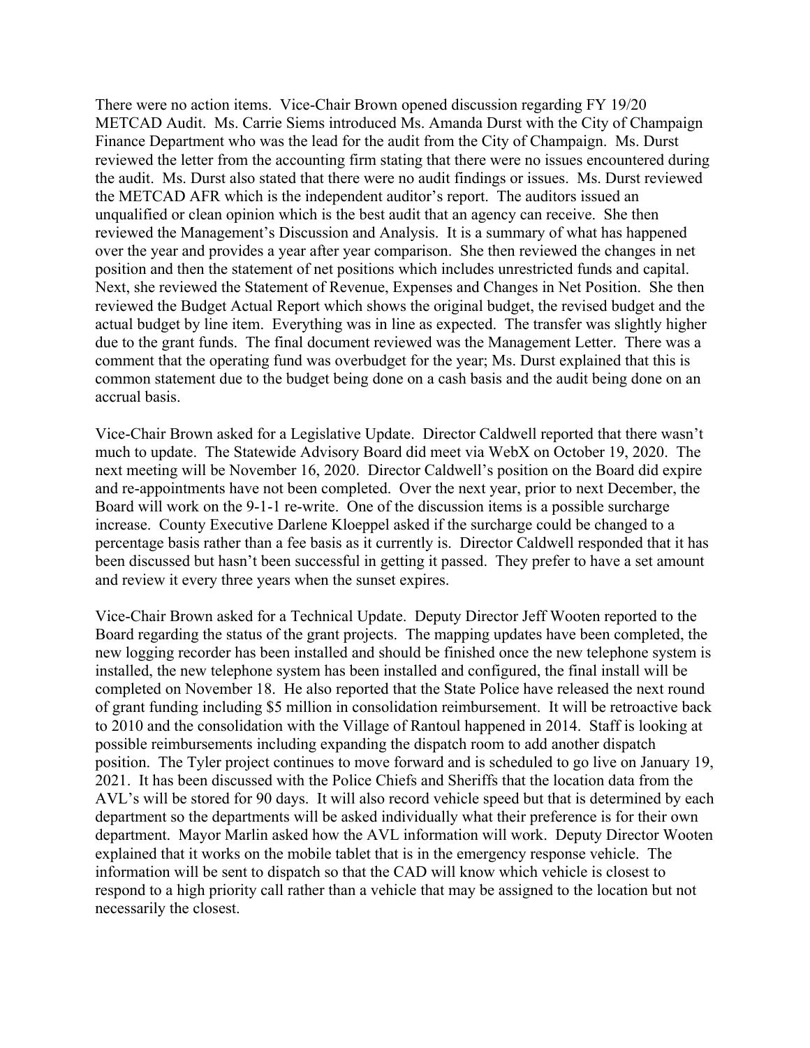There were no action items. Vice-Chair Brown opened discussion regarding FY 19/20 METCAD Audit. Ms. Carrie Siems introduced Ms. Amanda Durst with the City of Champaign Finance Department who was the lead for the audit from the City of Champaign. Ms. Durst reviewed the letter from the accounting firm stating that there were no issues encountered during the audit. Ms. Durst also stated that there were no audit findings or issues. Ms. Durst reviewed the METCAD AFR which is the independent auditor's report. The auditors issued an unqualified or clean opinion which is the best audit that an agency can receive. She then reviewed the Management's Discussion and Analysis. It is a summary of what has happened over the year and provides a year after year comparison. She then reviewed the changes in net position and then the statement of net positions which includes unrestricted funds and capital. Next, she reviewed the Statement of Revenue, Expenses and Changes in Net Position. She then reviewed the Budget Actual Report which shows the original budget, the revised budget and the actual budget by line item. Everything was in line as expected. The transfer was slightly higher due to the grant funds. The final document reviewed was the Management Letter. There was a comment that the operating fund was overbudget for the year; Ms. Durst explained that this is common statement due to the budget being done on a cash basis and the audit being done on an accrual basis.

Vice-Chair Brown asked for a Legislative Update. Director Caldwell reported that there wasn't much to update. The Statewide Advisory Board did meet via WebX on October 19, 2020. The next meeting will be November 16, 2020. Director Caldwell's position on the Board did expire and re-appointments have not been completed. Over the next year, prior to next December, the Board will work on the 9-1-1 re-write. One of the discussion items is a possible surcharge increase. County Executive Darlene Kloeppel asked if the surcharge could be changed to a percentage basis rather than a fee basis as it currently is. Director Caldwell responded that it has been discussed but hasn't been successful in getting it passed. They prefer to have a set amount and review it every three years when the sunset expires.

Vice-Chair Brown asked for a Technical Update. Deputy Director Jeff Wooten reported to the Board regarding the status of the grant projects. The mapping updates have been completed, the new logging recorder has been installed and should be finished once the new telephone system is installed, the new telephone system has been installed and configured, the final install will be completed on November 18. He also reported that the State Police have released the next round of grant funding including $5 million in consolidation reimbursement. It will be retroactive back to 2010 and the consolidation with the Village of Rantoul happened in 2014. Staff is looking at possible reimbursements including expanding the dispatch room to add another dispatch position. The Tyler project continues to move forward and is scheduled to go live on January 19, 2021. It has been discussed with the Police Chiefs and Sheriffs that the location data from the AVL's will be stored for 90 days. It will also record vehicle speed but that is determined by each department so the departments will be asked individually what their preference is for their own department. Mayor Marlin asked how the AVL information will work. Deputy Director Wooten explained that it works on the mobile tablet that is in the emergency response vehicle. The information will be sent to dispatch so that the CAD will know which vehicle is closest to respond to a high priority call rather than a vehicle that may be assigned to the location but not necessarily the closest.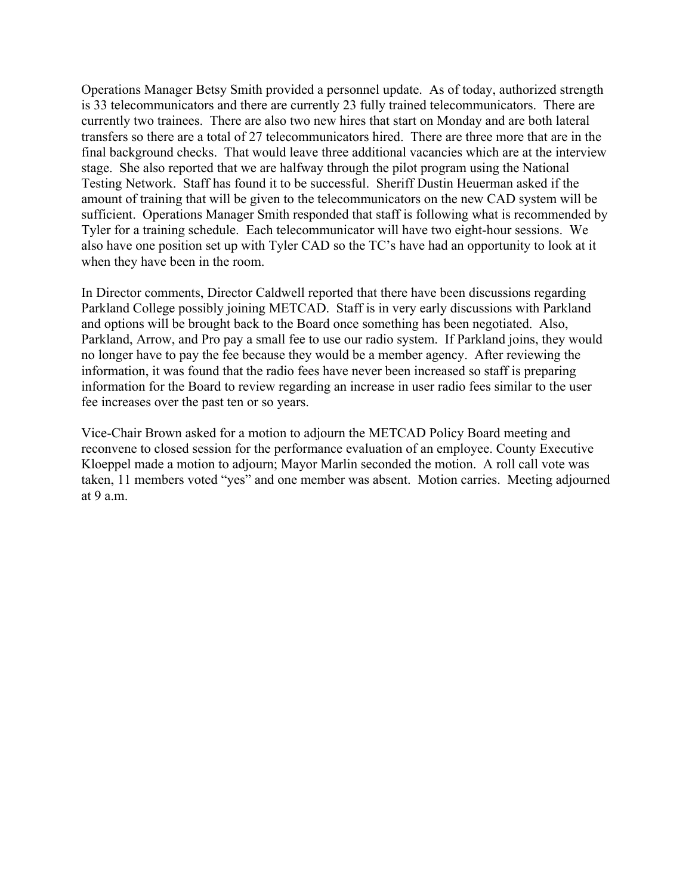Operations Manager Betsy Smith provided a personnel update. As of today, authorized strength is 33 telecommunicators and there are currently 23 fully trained telecommunicators. There are currently two trainees. There are also two new hires that start on Monday and are both lateral transfers so there are a total of 27 telecommunicators hired. There are three more that are in the final background checks. That would leave three additional vacancies which are at the interview stage. She also reported that we are halfway through the pilot program using the National Testing Network. Staff has found it to be successful. Sheriff Dustin Heuerman asked if the amount of training that will be given to the telecommunicators on the new CAD system will be sufficient. Operations Manager Smith responded that staff is following what is recommended by Tyler for a training schedule. Each telecommunicator will have two eight-hour sessions. We also have one position set up with Tyler CAD so the TC's have had an opportunity to look at it when they have been in the room.

In Director comments, Director Caldwell reported that there have been discussions regarding Parkland College possibly joining METCAD. Staff is in very early discussions with Parkland and options will be brought back to the Board once something has been negotiated. Also, Parkland, Arrow, and Pro pay a small fee to use our radio system. If Parkland joins, they would no longer have to pay the fee because they would be a member agency. After reviewing the information, it was found that the radio fees have never been increased so staff is preparing information for the Board to review regarding an increase in user radio fees similar to the user fee increases over the past ten or so years.

Vice-Chair Brown asked for a motion to adjourn the METCAD Policy Board meeting and reconvene to closed session for the performance evaluation of an employee. County Executive Kloeppel made a motion to adjourn; Mayor Marlin seconded the motion. A roll call vote was taken, 11 members voted "yes" and one member was absent. Motion carries. Meeting adjourned at 9 a.m.